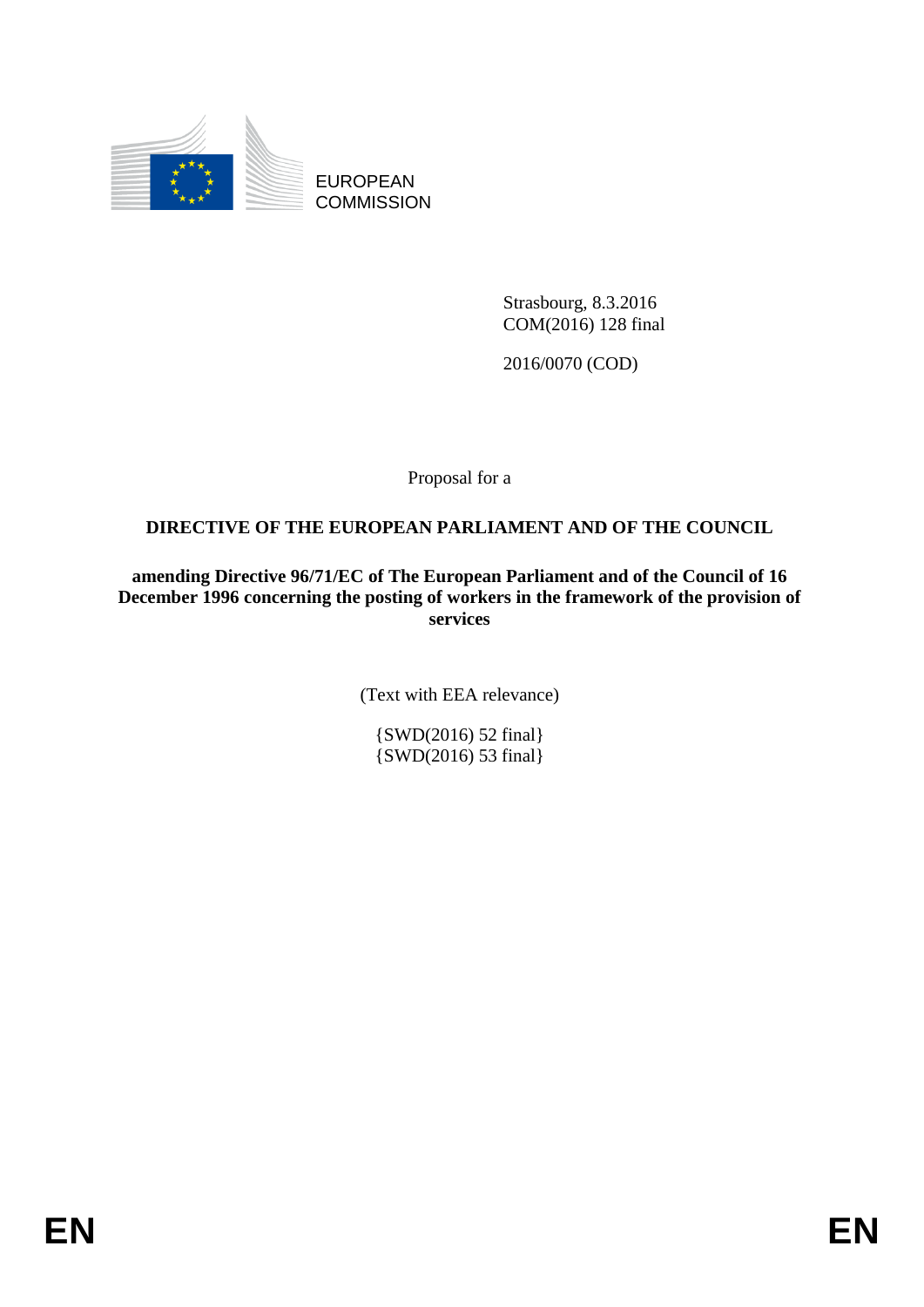EUROPEAN COMMISSION

Strasbourg, 8.3.2016
COM(2016) 128 final

2016/0070 (COD)

Proposal for a

# DIRECTIVE OF THE EUROPEAN PARLIAMENT AND OF THE COUNCIL

**amending Directive 96/71/EC of The European Parliament and of the Council of 16 December 1996 concerning the posting of workers in the framework of the provision of services**

(Text with EEA relevance)

{SWD(2016) 52 final}
{SWD(2016) 53 final}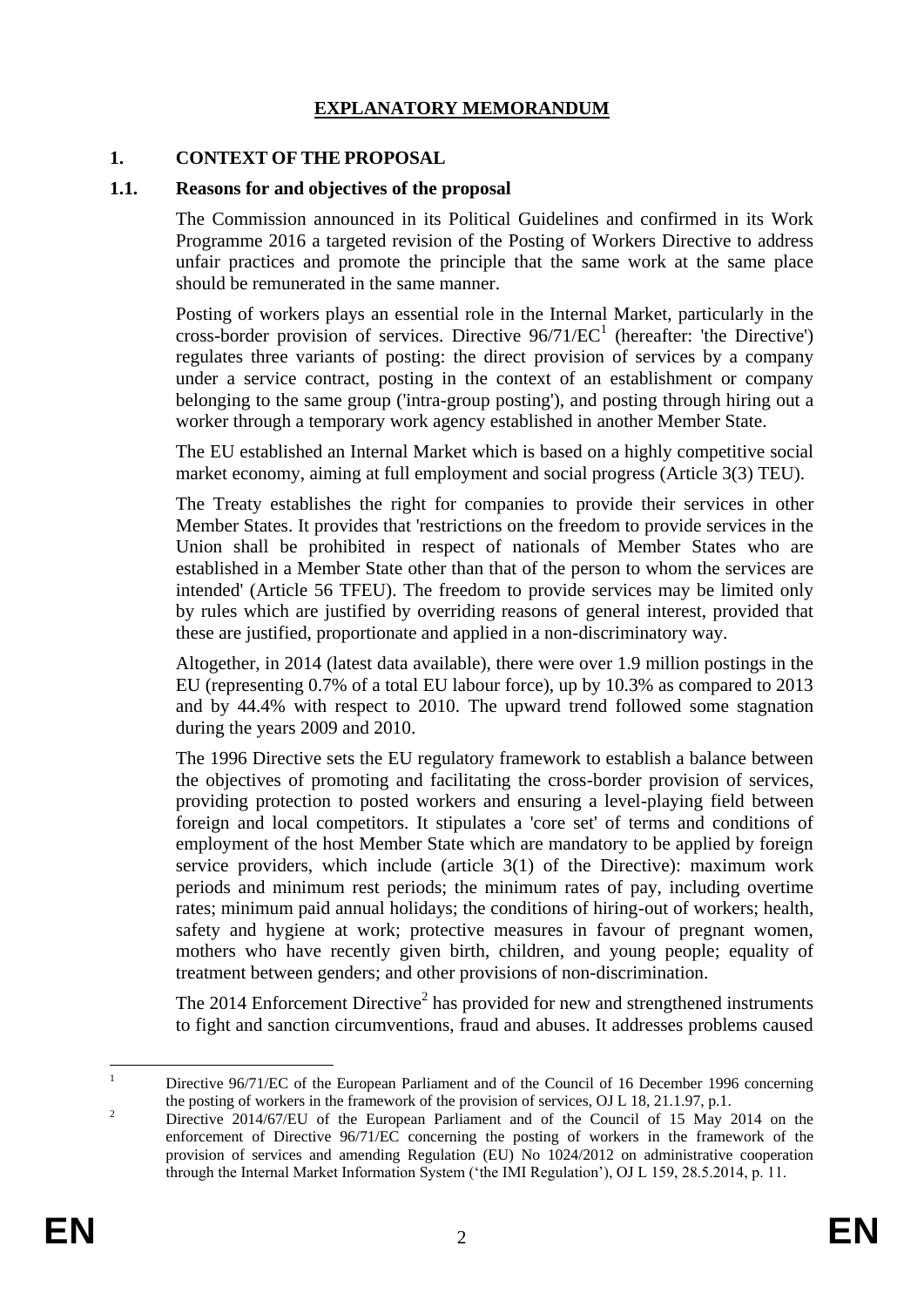# EXPLANATORY MEMORANDUM

## 1. CONTEXT OF THE PROPOSAL

### 1.1. Reasons for and objectives of the proposal

The Commission announced in its Political Guidelines and confirmed in its Work Programme 2016 a targeted revision of the Posting of Workers Directive to address unfair practices and promote the principle that the same work at the same place should be remunerated in the same manner.

Posting of workers plays an essential role in the Internal Market, particularly in the cross-border provision of services. Directive 96/71/EC[1] (hereafter: 'the Directive') regulates three variants of posting: the direct provision of services by a company under a service contract, posting in the context of an establishment or company belonging to the same group ('intra-group posting'), and posting through hiring out a worker through a temporary work agency established in another Member State.

The EU established an Internal Market which is based on a highly competitive social market economy, aiming at full employment and social progress (Article 3(3) TEU).

The Treaty establishes the right for companies to provide their services in other Member States. It provides that 'restrictions on the freedom to provide services in the Union shall be prohibited in respect of nationals of Member States who are established in a Member State other than that of the person to whom the services are intended' (Article 56 TFEU). The freedom to provide services may be limited only by rules which are justified by overriding reasons of general interest, provided that these are justified, proportionate and applied in a non-discriminatory way.

Altogether, in 2014 (latest data available), there were over 1.9 million postings in the EU (representing 0.7% of a total EU labour force), up by 10.3% as compared to 2013 and by 44.4% with respect to 2010. The upward trend followed some stagnation during the years 2009 and 2010.

The 1996 Directive sets the EU regulatory framework to establish a balance between the objectives of promoting and facilitating the cross-border provision of services, providing protection to posted workers and ensuring a level-playing field between foreign and local competitors. It stipulates a 'core set' of terms and conditions of employment of the host Member State which are mandatory to be applied by foreign service providers, which include (article 3(1) of the Directive): maximum work periods and minimum rest periods; the minimum rates of pay, including overtime rates; minimum paid annual holidays; the conditions of hiring-out of workers; health, safety and hygiene at work; protective measures in favour of pregnant women, mothers who have recently given birth, children, and young people; equality of treatment between genders; and other provisions of non-discrimination.

The 2014 Enforcement Directive[2] has provided for new and strengthened instruments to fight and sanction circumventions, fraud and abuses. It addresses problems caused

---

[1] Directive 96/71/EC of the European Parliament and of the Council of 16 December 1996 concerning the posting of workers in the framework of the provision of services, OJ L 18, 21.1.97, p.1.

[2] Directive 2014/67/EU of the European Parliament and of the Council of 15 May 2014 on the enforcement of Directive 96/71/EC concerning the posting of workers in the framework of the provision of services and amending Regulation (EU) No 1024/2012 on administrative cooperation through the Internal Market Information System ('the IMI Regulation'), OJ L 159, 28.5.2014, p. 11.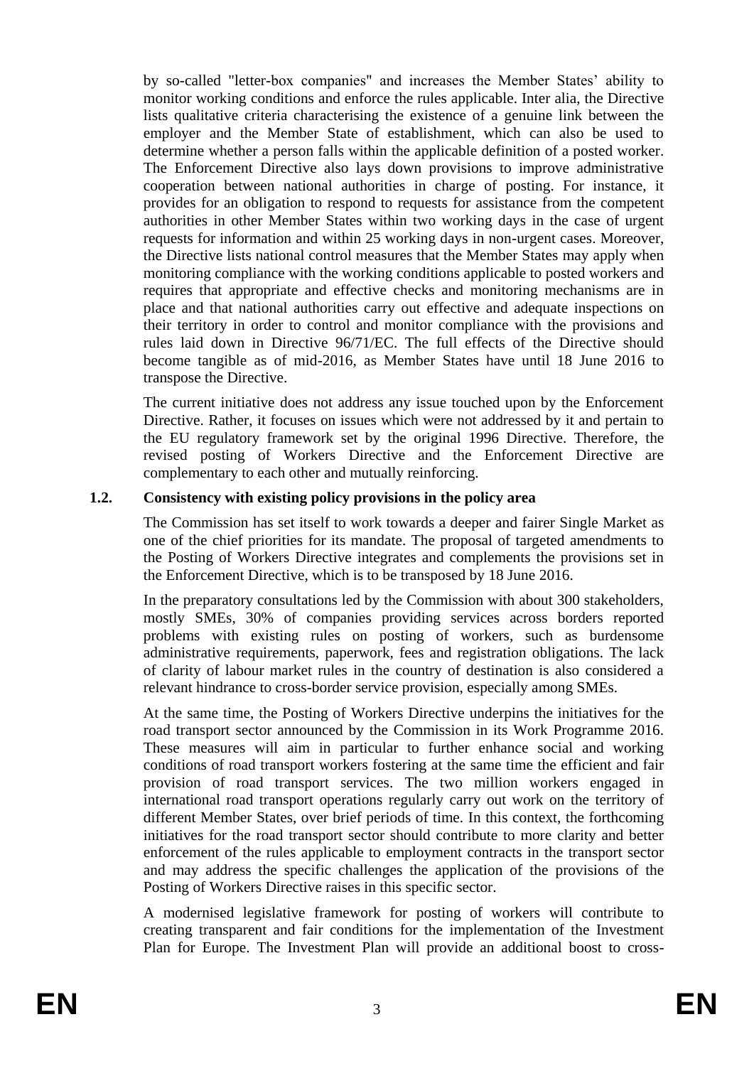by so-called "letter-box companies" and increases the Member States' ability to monitor working conditions and enforce the rules applicable. Inter alia, the Directive lists qualitative criteria characterising the existence of a genuine link between the employer and the Member State of establishment, which can also be used to determine whether a person falls within the applicable definition of a posted worker. The Enforcement Directive also lays down provisions to improve administrative cooperation between national authorities in charge of posting. For instance, it provides for an obligation to respond to requests for assistance from the competent authorities in other Member States within two working days in the case of urgent requests for information and within 25 working days in non-urgent cases. Moreover, the Directive lists national control measures that the Member States may apply when monitoring compliance with the working conditions applicable to posted workers and requires that appropriate and effective checks and monitoring mechanisms are in place and that national authorities carry out effective and adequate inspections on their territory in order to control and monitor compliance with the provisions and rules laid down in Directive 96/71/EC. The full effects of the Directive should become tangible as of mid-2016, as Member States have until 18 June 2016 to transpose the Directive.

The current initiative does not address any issue touched upon by the Enforcement Directive. Rather, it focuses on issues which were not addressed by it and pertain to the EU regulatory framework set by the original 1996 Directive. Therefore, the revised posting of Workers Directive and the Enforcement Directive are complementary to each other and mutually reinforcing.

## 1.2. Consistency with existing policy provisions in the policy area

The Commission has set itself to work towards a deeper and fairer Single Market as one of the chief priorities for its mandate. The proposal of targeted amendments to the Posting of Workers Directive integrates and complements the provisions set in the Enforcement Directive, which is to be transposed by 18 June 2016.

In the preparatory consultations led by the Commission with about 300 stakeholders, mostly SMEs, 30% of companies providing services across borders reported problems with existing rules on posting of workers, such as burdensome administrative requirements, paperwork, fees and registration obligations. The lack of clarity of labour market rules in the country of destination is also considered a relevant hindrance to cross-border service provision, especially among SMEs.

At the same time, the Posting of Workers Directive underpins the initiatives for the road transport sector announced by the Commission in its Work Programme 2016. These measures will aim in particular to further enhance social and working conditions of road transport workers fostering at the same time the efficient and fair provision of road transport services. The two million workers engaged in international road transport operations regularly carry out work on the territory of different Member States, over brief periods of time. In this context, the forthcoming initiatives for the road transport sector should contribute to more clarity and better enforcement of the rules applicable to employment contracts in the transport sector and may address the specific challenges the application of the provisions of the Posting of Workers Directive raises in this specific sector.

A modernised legislative framework for posting of workers will contribute to creating transparent and fair conditions for the implementation of the Investment Plan for Europe. The Investment Plan will provide an additional boost to cross-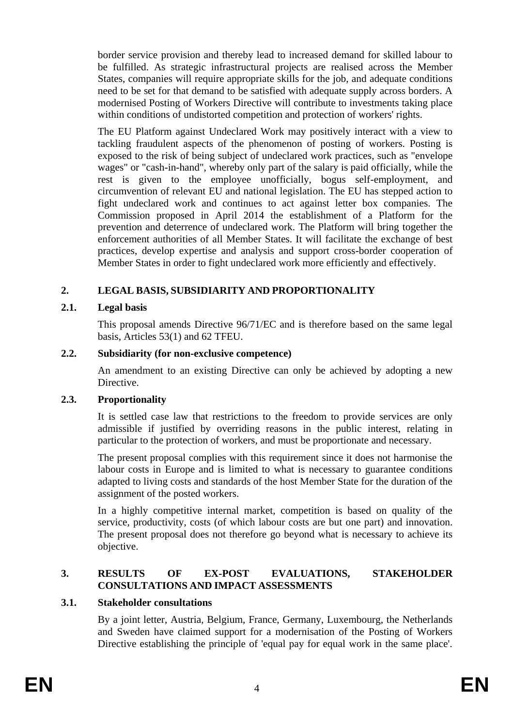border service provision and thereby lead to increased demand for skilled labour to be fulfilled. As strategic infrastructural projects are realised across the Member States, companies will require appropriate skills for the job, and adequate conditions need to be set for that demand to be satisfied with adequate supply across borders. A modernised Posting of Workers Directive will contribute to investments taking place within conditions of undistorted competition and protection of workers' rights.

The EU Platform against Undeclared Work may positively interact with a view to tackling fraudulent aspects of the phenomenon of posting of workers. Posting is exposed to the risk of being subject of undeclared work practices, such as "envelope wages" or "cash-in-hand", whereby only part of the salary is paid officially, while the rest is given to the employee unofficially, bogus self-employment, and circumvention of relevant EU and national legislation. The EU has stepped action to fight undeclared work and continues to act against letter box companies. The Commission proposed in April 2014 the establishment of a Platform for the prevention and deterrence of undeclared work. The Platform will bring together the enforcement authorities of all Member States. It will facilitate the exchange of best practices, develop expertise and analysis and support cross-border cooperation of Member States in order to fight undeclared work more efficiently and effectively.

## 2. LEGAL BASIS, SUBSIDIARITY AND PROPORTIONALITY

### 2.1. Legal basis

This proposal amends Directive 96/71/EC and is therefore based on the same legal basis, Articles 53(1) and 62 TFEU.

### 2.2. Subsidiarity (for non-exclusive competence)

An amendment to an existing Directive can only be achieved by adopting a new Directive.

### 2.3. Proportionality

It is settled case law that restrictions to the freedom to provide services are only admissible if justified by overriding reasons in the public interest, relating in particular to the protection of workers, and must be proportionate and necessary.

The present proposal complies with this requirement since it does not harmonise the labour costs in Europe and is limited to what is necessary to guarantee conditions adapted to living costs and standards of the host Member State for the duration of the assignment of the posted workers.

In a highly competitive internal market, competition is based on quality of the service, productivity, costs (of which labour costs are but one part) and innovation. The present proposal does not therefore go beyond what is necessary to achieve its objective.

## 3. RESULTS OF EX-POST EVALUATIONS, STAKEHOLDER CONSULTATIONS AND IMPACT ASSESSMENTS

### 3.1. Stakeholder consultations

By a joint letter, Austria, Belgium, France, Germany, Luxembourg, the Netherlands and Sweden have claimed support for a modernisation of the Posting of Workers Directive establishing the principle of 'equal pay for equal work in the same place'.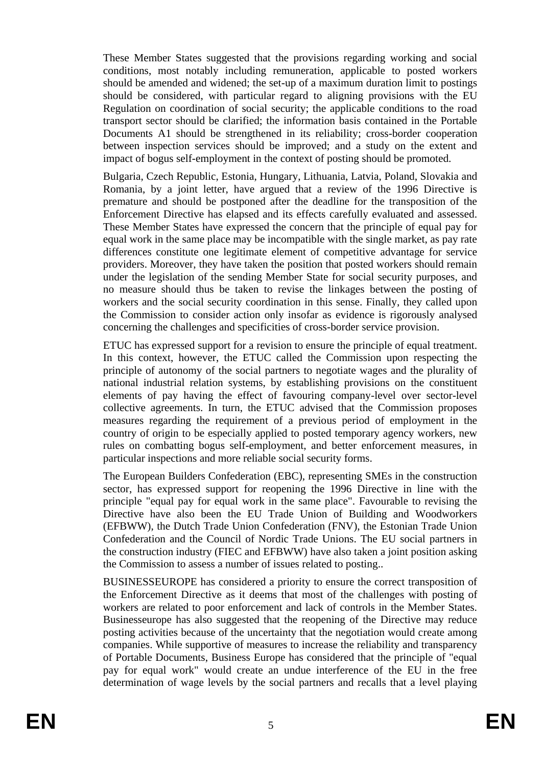These Member States suggested that the provisions regarding working and social conditions, most notably including remuneration, applicable to posted workers should be amended and widened; the set-up of a maximum duration limit to postings should be considered, with particular regard to aligning provisions with the EU Regulation on coordination of social security; the applicable conditions to the road transport sector should be clarified; the information basis contained in the Portable Documents A1 should be strengthened in its reliability; cross-border cooperation between inspection services should be improved; and a study on the extent and impact of bogus self-employment in the context of posting should be promoted.

Bulgaria, Czech Republic, Estonia, Hungary, Lithuania, Latvia, Poland, Slovakia and Romania, by a joint letter, have argued that a review of the 1996 Directive is premature and should be postponed after the deadline for the transposition of the Enforcement Directive has elapsed and its effects carefully evaluated and assessed. These Member States have expressed the concern that the principle of equal pay for equal work in the same place may be incompatible with the single market, as pay rate differences constitute one legitimate element of competitive advantage for service providers. Moreover, they have taken the position that posted workers should remain under the legislation of the sending Member State for social security purposes, and no measure should thus be taken to revise the linkages between the posting of workers and the social security coordination in this sense. Finally, they called upon the Commission to consider action only insofar as evidence is rigorously analysed concerning the challenges and specificities of cross-border service provision.

ETUC has expressed support for a revision to ensure the principle of equal treatment. In this context, however, the ETUC called the Commission upon respecting the principle of autonomy of the social partners to negotiate wages and the plurality of national industrial relation systems, by establishing provisions on the constituent elements of pay having the effect of favouring company-level over sector-level collective agreements. In turn, the ETUC advised that the Commission proposes measures regarding the requirement of a previous period of employment in the country of origin to be especially applied to posted temporary agency workers, new rules on combatting bogus self-employment, and better enforcement measures, in particular inspections and more reliable social security forms.

The European Builders Confederation (EBC), representing SMEs in the construction sector, has expressed support for reopening the 1996 Directive in line with the principle "equal pay for equal work in the same place". Favourable to revising the Directive have also been the EU Trade Union of Building and Woodworkers (EFBWW), the Dutch Trade Union Confederation (FNV), the Estonian Trade Union Confederation and the Council of Nordic Trade Unions. The EU social partners in the construction industry (FIEC and EFBWW) have also taken a joint position asking the Commission to assess a number of issues related to posting..

BUSINESSEUROPE has considered a priority to ensure the correct transposition of the Enforcement Directive as it deems that most of the challenges with posting of workers are related to poor enforcement and lack of controls in the Member States. Businesseurope has also suggested that the reopening of the Directive may reduce posting activities because of the uncertainty that the negotiation would create among companies. While supportive of measures to increase the reliability and transparency of Portable Documents, Business Europe has considered that the principle of "equal pay for equal work" would create an undue interference of the EU in the free determination of wage levels by the social partners and recalls that a level playing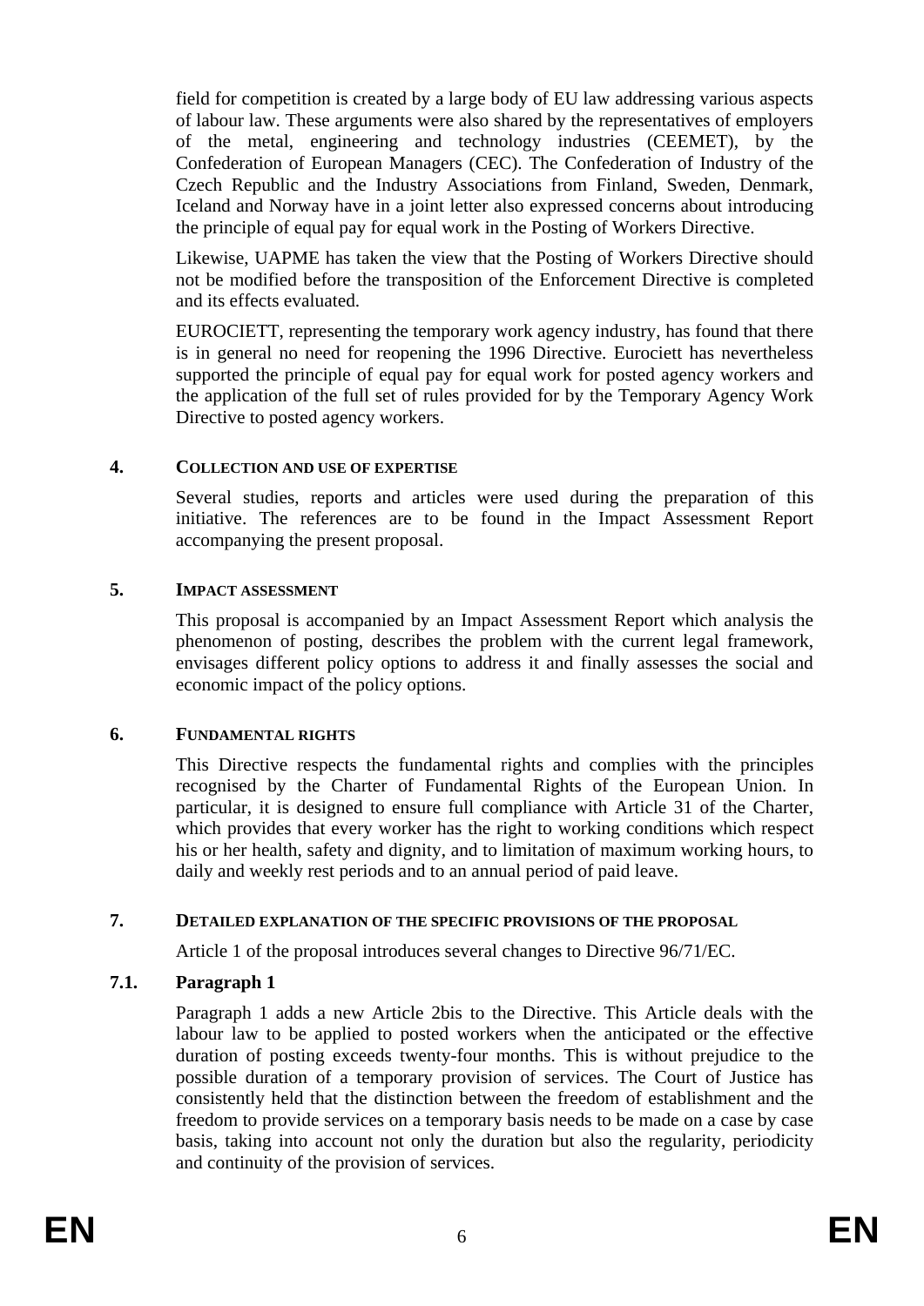field for competition is created by a large body of EU law addressing various aspects of labour law. These arguments were also shared by the representatives of employers of the metal, engineering and technology industries (CEEMET), by the Confederation of European Managers (CEC). The Confederation of Industry of the Czech Republic and the Industry Associations from Finland, Sweden, Denmark, Iceland and Norway have in a joint letter also expressed concerns about introducing the principle of equal pay for equal work in the Posting of Workers Directive.

Likewise, UAPME has taken the view that the Posting of Workers Directive should not be modified before the transposition of the Enforcement Directive is completed and its effects evaluated.

EUROCIETT, representing the temporary work agency industry, has found that there is in general no need for reopening the 1996 Directive. Eurociett has nevertheless supported the principle of equal pay for equal work for posted agency workers and the application of the full set of rules provided for by the Temporary Agency Work Directive to posted agency workers.

## 4. COLLECTION AND USE OF EXPERTISE

Several studies, reports and articles were used during the preparation of this initiative. The references are to be found in the Impact Assessment Report accompanying the present proposal.

## 5. IMPACT ASSESSMENT

This proposal is accompanied by an Impact Assessment Report which analysis the phenomenon of posting, describes the problem with the current legal framework, envisages different policy options to address it and finally assesses the social and economic impact of the policy options.

## 6. FUNDAMENTAL RIGHTS

This Directive respects the fundamental rights and complies with the principles recognised by the Charter of Fundamental Rights of the European Union. In particular, it is designed to ensure full compliance with Article 31 of the Charter, which provides that every worker has the right to working conditions which respect his or her health, safety and dignity, and to limitation of maximum working hours, to daily and weekly rest periods and to an annual period of paid leave.

## 7. DETAILED EXPLANATION OF THE SPECIFIC PROVISIONS OF THE PROPOSAL

Article 1 of the proposal introduces several changes to Directive 96/71/EC.

### 7.1. Paragraph 1

Paragraph 1 adds a new Article 2bis to the Directive. This Article deals with the labour law to be applied to posted workers when the anticipated or the effective duration of posting exceeds twenty-four months. This is without prejudice to the possible duration of a temporary provision of services. The Court of Justice has consistently held that the distinction between the freedom of establishment and the freedom to provide services on a temporary basis needs to be made on a case by case basis, taking into account not only the duration but also the regularity, periodicity and continuity of the provision of services.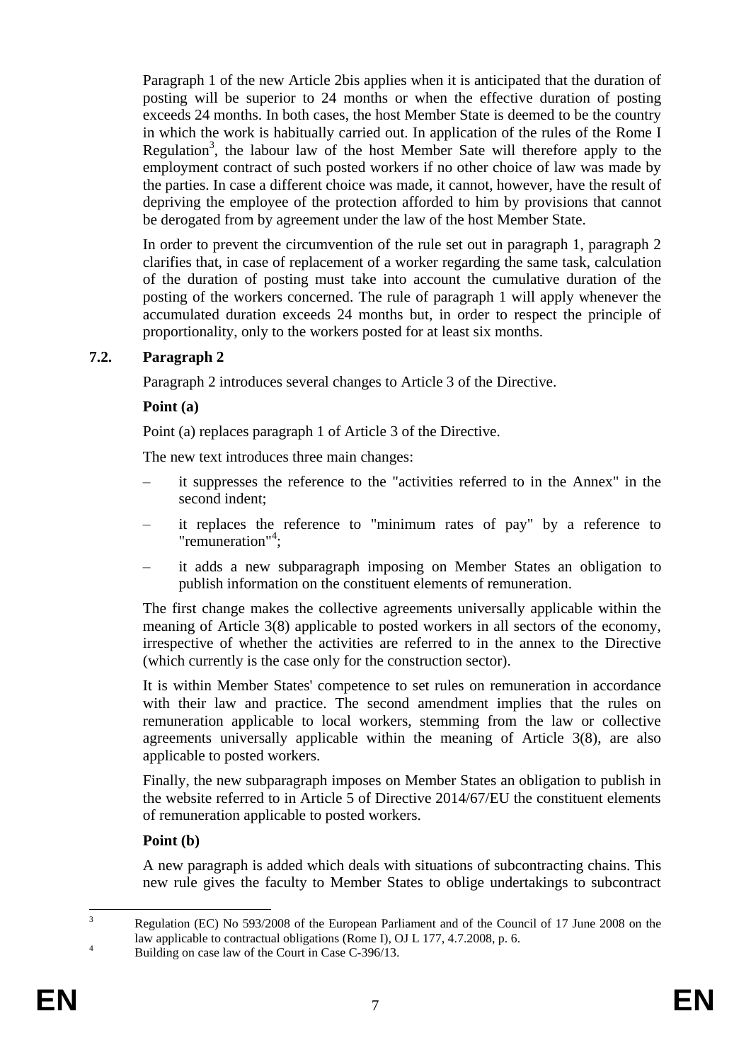Paragraph 1 of the new Article 2bis applies when it is anticipated that the duration of posting will be superior to 24 months or when the effective duration of posting exceeds 24 months. In both cases, the host Member State is deemed to be the country in which the work is habitually carried out. In application of the rules of the Rome I Regulation[3], the labour law of the host Member Sate will therefore apply to the employment contract of such posted workers if no other choice of law was made by the parties. In case a different choice was made, it cannot, however, have the result of depriving the employee of the protection afforded to him by provisions that cannot be derogated from by agreement under the law of the host Member State.

In order to prevent the circumvention of the rule set out in paragraph 1, paragraph 2 clarifies that, in case of replacement of a worker regarding the same task, calculation of the duration of posting must take into account the cumulative duration of the posting of the workers concerned. The rule of paragraph 1 will apply whenever the accumulated duration exceeds 24 months but, in order to respect the principle of proportionality, only to the workers posted for at least six months.

### 7.2. Paragraph 2

Paragraph 2 introduces several changes to Article 3 of the Directive.

**Point (a)**

Point (a) replaces paragraph 1 of Article 3 of the Directive.

The new text introduces three main changes:

– it suppresses the reference to the "activities referred to in the Annex" in the second indent;

– it replaces the reference to "minimum rates of pay" by a reference to "remuneration"[4];

– it adds a new subparagraph imposing on Member States an obligation to publish information on the constituent elements of remuneration.

The first change makes the collective agreements universally applicable within the meaning of Article 3(8) applicable to posted workers in all sectors of the economy, irrespective of whether the activities are referred to in the annex to the Directive (which currently is the case only for the construction sector).

It is within Member States' competence to set rules on remuneration in accordance with their law and practice. The second amendment implies that the rules on remuneration applicable to local workers, stemming from the law or collective agreements universally applicable within the meaning of Article 3(8), are also applicable to posted workers.

Finally, the new subparagraph imposes on Member States an obligation to publish in the website referred to in Article 5 of Directive 2014/67/EU the constituent elements of remuneration applicable to posted workers.

**Point (b)**

A new paragraph is added which deals with situations of subcontracting chains. This new rule gives the faculty to Member States to oblige undertakings to subcontract

---

[3] Regulation (EC) No 593/2008 of the European Parliament and of the Council of 17 June 2008 on the law applicable to contractual obligations (Rome I), OJ L 177, 4.7.2008, p. 6.

[4] Building on case law of the Court in Case C-396/13.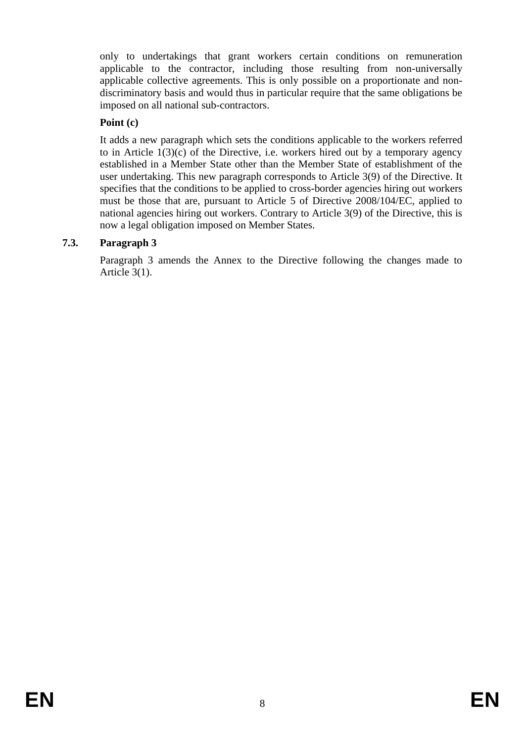only to undertakings that grant workers certain conditions on remuneration applicable to the contractor, including those resulting from non-universally applicable collective agreements. This is only possible on a proportionate and non-discriminatory basis and would thus in particular require that the same obligations be imposed on all national sub-contractors.

**Point (c)**

It adds a new paragraph which sets the conditions applicable to the workers referred to in Article 1(3)(c) of the Directive, i.e. workers hired out by a temporary agency established in a Member State other than the Member State of establishment of the user undertaking. This new paragraph corresponds to Article 3(9) of the Directive. It specifies that the conditions to be applied to cross-border agencies hiring out workers must be those that are, pursuant to Article 5 of Directive 2008/104/EC, applied to national agencies hiring out workers. Contrary to Article 3(9) of the Directive, this is now a legal obligation imposed on Member States.

### 7.3. Paragraph 3

Paragraph 3 amends the Annex to the Directive following the changes made to Article 3(1).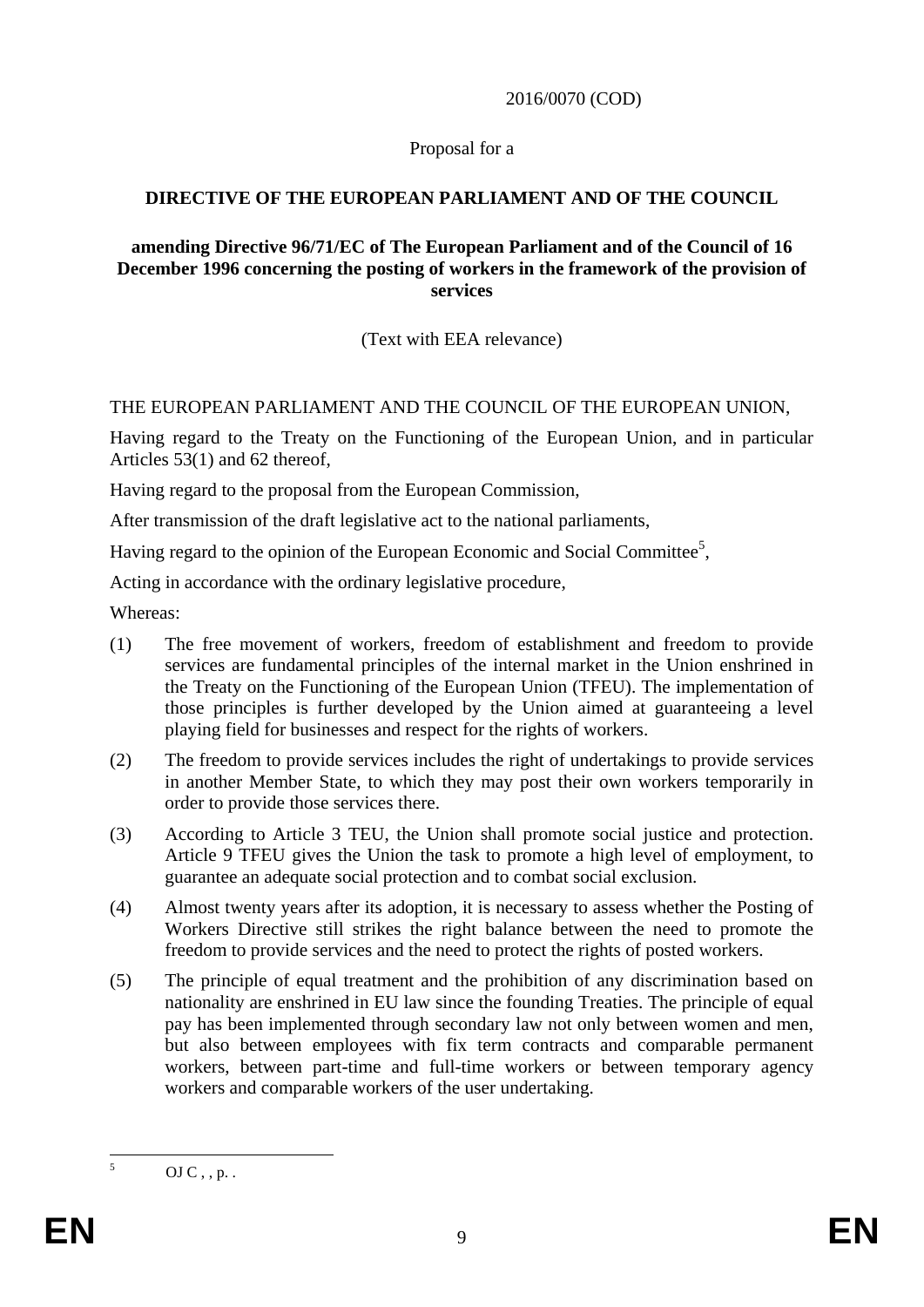2016/0070 (COD)

Proposal for a

**DIRECTIVE OF THE EUROPEAN PARLIAMENT AND OF THE COUNCIL**

**amending Directive 96/71/EC of The European Parliament and of the Council of 16 December 1996 concerning the posting of workers in the framework of the provision of services**

(Text with EEA relevance)

THE EUROPEAN PARLIAMENT AND THE COUNCIL OF THE EUROPEAN UNION,

Having regard to the Treaty on the Functioning of the European Union, and in particular Articles 53(1) and 62 thereof,

Having regard to the proposal from the European Commission,

After transmission of the draft legislative act to the national parliaments,

Having regard to the opinion of the European Economic and Social Committee[5],

Acting in accordance with the ordinary legislative procedure,

Whereas:

(1) The free movement of workers, freedom of establishment and freedom to provide services are fundamental principles of the internal market in the Union enshrined in the Treaty on the Functioning of the European Union (TFEU). The implementation of those principles is further developed by the Union aimed at guaranteeing a level playing field for businesses and respect for the rights of workers.

(2) The freedom to provide services includes the right of undertakings to provide services in another Member State, to which they may post their own workers temporarily in order to provide those services there.

(3) According to Article 3 TEU, the Union shall promote social justice and protection. Article 9 TFEU gives the Union the task to promote a high level of employment, to guarantee an adequate social protection and to combat social exclusion.

(4) Almost twenty years after its adoption, it is necessary to assess whether the Posting of Workers Directive still strikes the right balance between the need to promote the freedom to provide services and the need to protect the rights of posted workers.

(5) The principle of equal treatment and the prohibition of any discrimination based on nationality are enshrined in EU law since the founding Treaties. The principle of equal pay has been implemented through secondary law not only between women and men, but also between employees with fix term contracts and comparable permanent workers, between part-time and full-time workers or between temporary agency workers and comparable workers of the user undertaking.

---

[5] OJ C , , p. .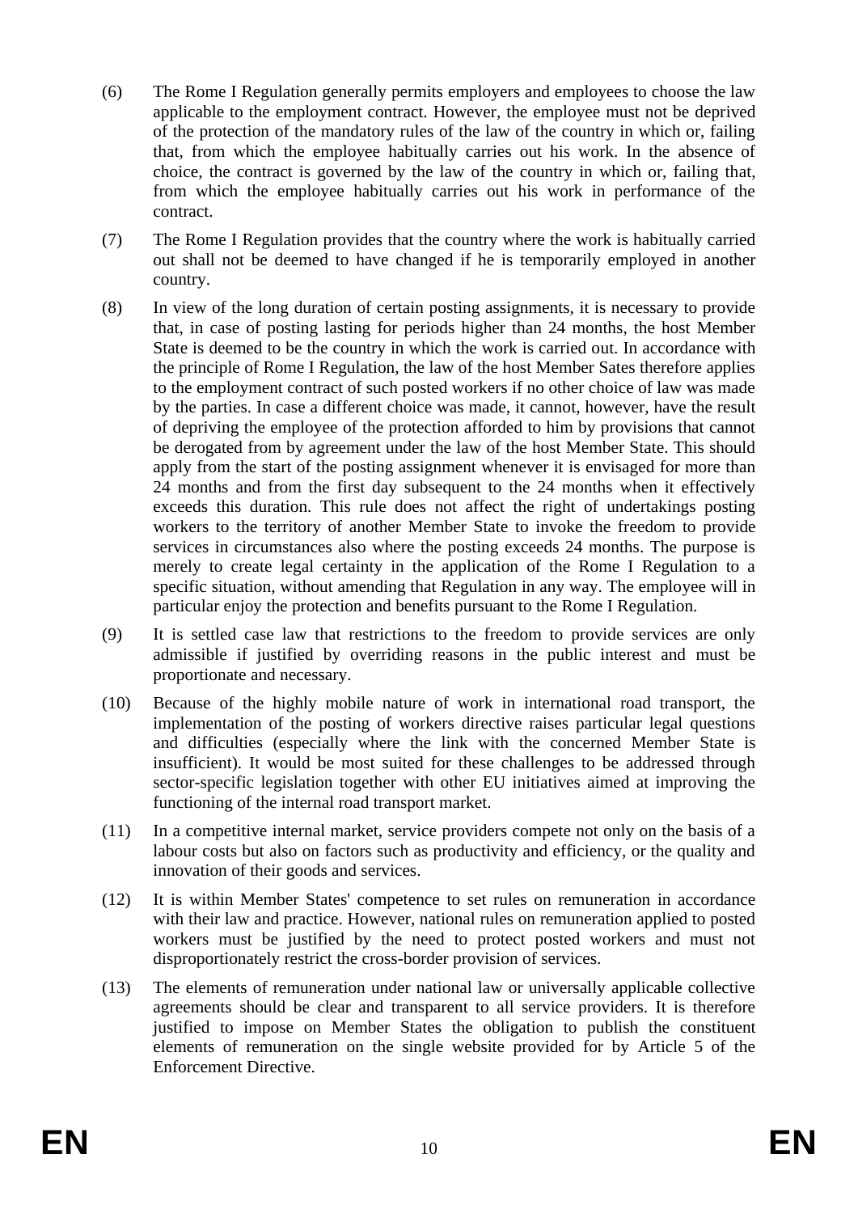(6) The Rome I Regulation generally permits employers and employees to choose the law applicable to the employment contract. However, the employee must not be deprived of the protection of the mandatory rules of the law of the country in which or, failing that, from which the employee habitually carries out his work. In the absence of choice, the contract is governed by the law of the country in which or, failing that, from which the employee habitually carries out his work in performance of the contract.

(7) The Rome I Regulation provides that the country where the work is habitually carried out shall not be deemed to have changed if he is temporarily employed in another country.

(8) In view of the long duration of certain posting assignments, it is necessary to provide that, in case of posting lasting for periods higher than 24 months, the host Member State is deemed to be the country in which the work is carried out. In accordance with the principle of Rome I Regulation, the law of the host Member Sates therefore applies to the employment contract of such posted workers if no other choice of law was made by the parties. In case a different choice was made, it cannot, however, have the result of depriving the employee of the protection afforded to him by provisions that cannot be derogated from by agreement under the law of the host Member State. This should apply from the start of the posting assignment whenever it is envisaged for more than 24 months and from the first day subsequent to the 24 months when it effectively exceeds this duration. This rule does not affect the right of undertakings posting workers to the territory of another Member State to invoke the freedom to provide services in circumstances also where the posting exceeds 24 months. The purpose is merely to create legal certainty in the application of the Rome I Regulation to a specific situation, without amending that Regulation in any way. The employee will in particular enjoy the protection and benefits pursuant to the Rome I Regulation.

(9) It is settled case law that restrictions to the freedom to provide services are only admissible if justified by overriding reasons in the public interest and must be proportionate and necessary.

(10) Because of the highly mobile nature of work in international road transport, the implementation of the posting of workers directive raises particular legal questions and difficulties (especially where the link with the concerned Member State is insufficient). It would be most suited for these challenges to be addressed through sector-specific legislation together with other EU initiatives aimed at improving the functioning of the internal road transport market.

(11) In a competitive internal market, service providers compete not only on the basis of a labour costs but also on factors such as productivity and efficiency, or the quality and innovation of their goods and services.

(12) It is within Member States' competence to set rules on remuneration in accordance with their law and practice. However, national rules on remuneration applied to posted workers must be justified by the need to protect posted workers and must not disproportionately restrict the cross-border provision of services.

(13) The elements of remuneration under national law or universally applicable collective agreements should be clear and transparent to all service providers. It is therefore justified to impose on Member States the obligation to publish the constituent elements of remuneration on the single website provided for by Article 5 of the Enforcement Directive.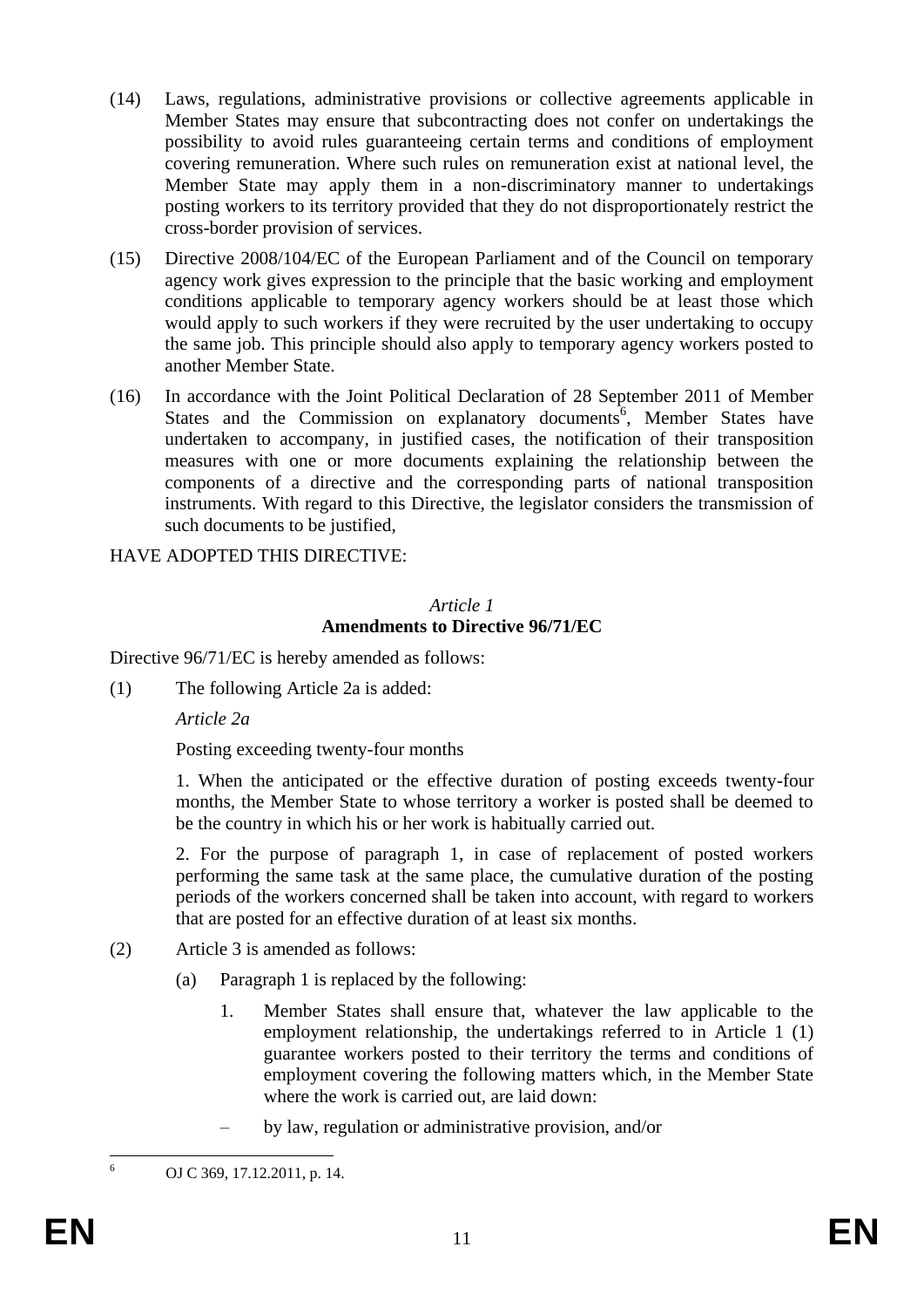(14) Laws, regulations, administrative provisions or collective agreements applicable in Member States may ensure that subcontracting does not confer on undertakings the possibility to avoid rules guaranteeing certain terms and conditions of employment covering remuneration. Where such rules on remuneration exist at national level, the Member State may apply them in a non-discriminatory manner to undertakings posting workers to its territory provided that they do not disproportionately restrict the cross-border provision of services.

(15) Directive 2008/104/EC of the European Parliament and of the Council on temporary agency work gives expression to the principle that the basic working and employment conditions applicable to temporary agency workers should be at least those which would apply to such workers if they were recruited by the user undertaking to occupy the same job. This principle should also apply to temporary agency workers posted to another Member State.

(16) In accordance with the Joint Political Declaration of 28 September 2011 of Member States and the Commission on explanatory documents[6], Member States have undertaken to accompany, in justified cases, the notification of their transposition measures with one or more documents explaining the relationship between the components of a directive and the corresponding parts of national transposition instruments. With regard to this Directive, the legislator considers the transmission of such documents to be justified,

HAVE ADOPTED THIS DIRECTIVE:

*Article 1*
**Amendments to Directive 96/71/EC**

Directive 96/71/EC is hereby amended as follows:

(1) The following Article 2a is added:

*Article 2a*

Posting exceeding twenty-four months

1. When the anticipated or the effective duration of posting exceeds twenty-four months, the Member State to whose territory a worker is posted shall be deemed to be the country in which his or her work is habitually carried out.

2. For the purpose of paragraph 1, in case of replacement of posted workers performing the same task at the same place, the cumulative duration of the posting periods of the workers concerned shall be taken into account, with regard to workers that are posted for an effective duration of at least six months.

(2) Article 3 is amended as follows:

(a) Paragraph 1 is replaced by the following:

1. Member States shall ensure that, whatever the law applicable to the employment relationship, the undertakings referred to in Article 1 (1) guarantee workers posted to their territory the terms and conditions of employment covering the following matters which, in the Member State where the work is carried out, are laid down:

– by law, regulation or administrative provision, and/or

[6] OJ C 369, 17.12.2011, p. 14.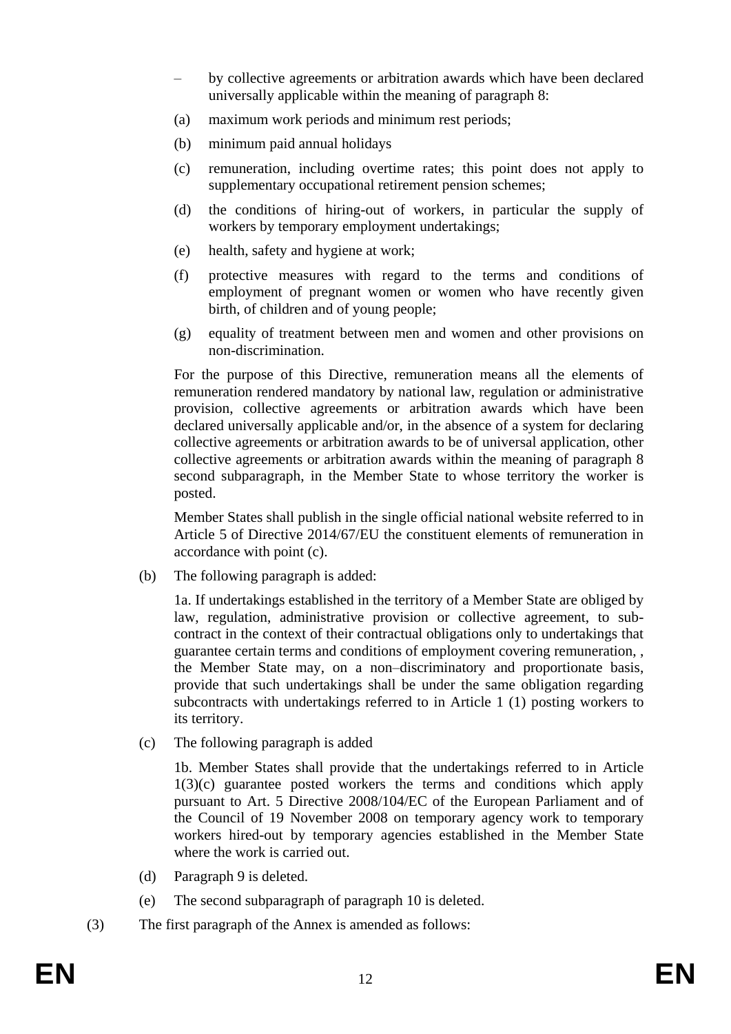– by collective agreements or arbitration awards which have been declared universally applicable within the meaning of paragraph 8:

(a) maximum work periods and minimum rest periods;

(b) minimum paid annual holidays

(c) remuneration, including overtime rates; this point does not apply to supplementary occupational retirement pension schemes;

(d) the conditions of hiring-out of workers, in particular the supply of workers by temporary employment undertakings;

(e) health, safety and hygiene at work;

(f) protective measures with regard to the terms and conditions of employment of pregnant women or women who have recently given birth, of children and of young people;

(g) equality of treatment between men and women and other provisions on non-discrimination.

For the purpose of this Directive, remuneration means all the elements of remuneration rendered mandatory by national law, regulation or administrative provision, collective agreements or arbitration awards which have been declared universally applicable and/or, in the absence of a system for declaring collective agreements or arbitration awards to be of universal application, other collective agreements or arbitration awards within the meaning of paragraph 8 second subparagraph, in the Member State to whose territory the worker is posted.

Member States shall publish in the single official national website referred to in Article 5 of Directive 2014/67/EU the constituent elements of remuneration in accordance with point (c).

(b) The following paragraph is added:

1a. If undertakings established in the territory of a Member State are obliged by law, regulation, administrative provision or collective agreement, to sub-contract in the context of their contractual obligations only to undertakings that guarantee certain terms and conditions of employment covering remuneration, , the Member State may, on a non–discriminatory and proportionate basis, provide that such undertakings shall be under the same obligation regarding subcontracts with undertakings referred to in Article 1 (1) posting workers to its territory.

(c) The following paragraph is added

1b. Member States shall provide that the undertakings referred to in Article 1(3)(c) guarantee posted workers the terms and conditions which apply pursuant to Art. 5 Directive 2008/104/EC of the European Parliament and of the Council of 19 November 2008 on temporary agency work to temporary workers hired-out by temporary agencies established in the Member State where the work is carried out.

(d) Paragraph 9 is deleted.

(e) The second subparagraph of paragraph 10 is deleted.

(3) The first paragraph of the Annex is amended as follows: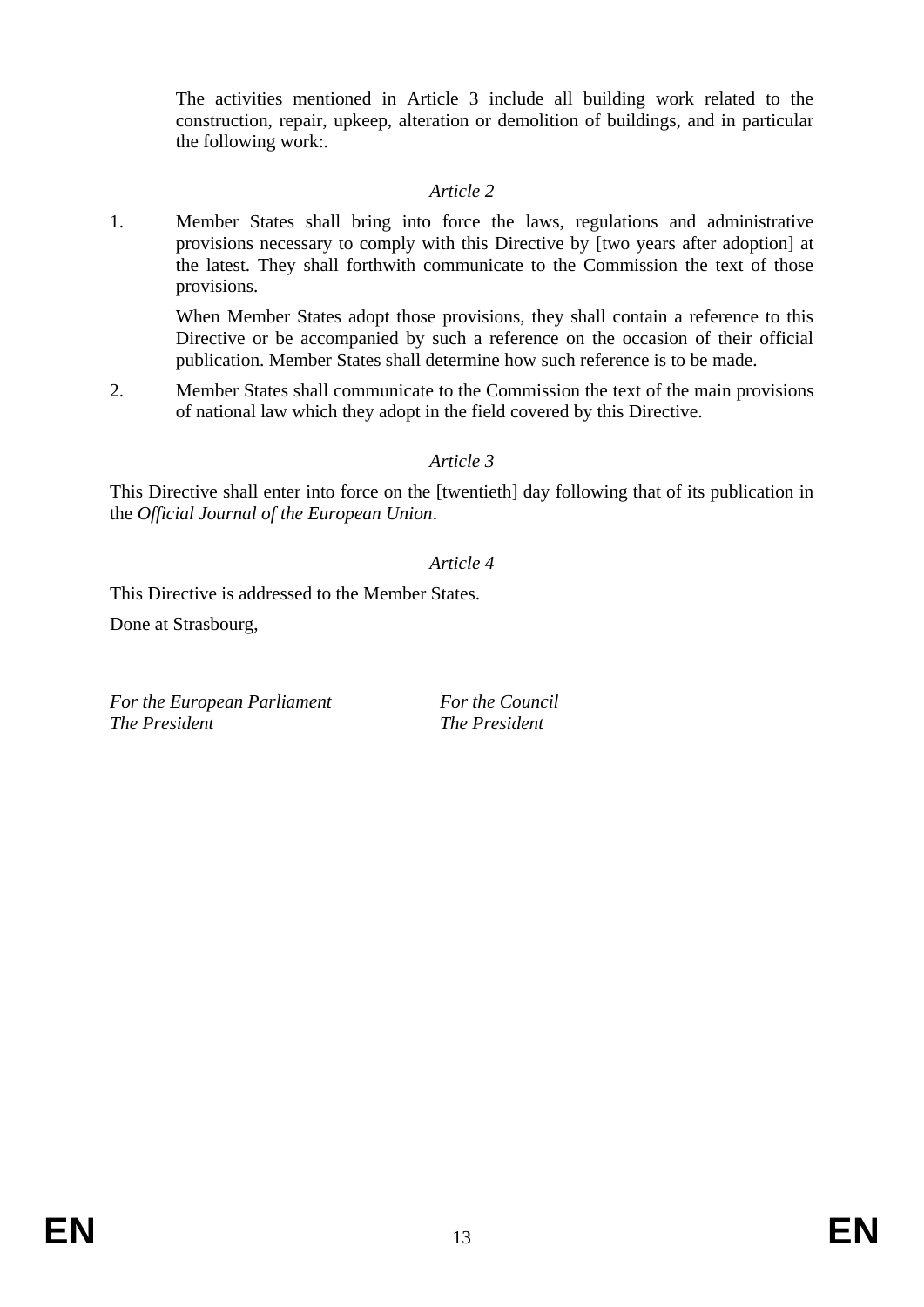The activities mentioned in Article 3 include all building work related to the construction, repair, upkeep, alteration or demolition of buildings, and in particular the following work:.

*Article 2*

1. Member States shall bring into force the laws, regulations and administrative provisions necessary to comply with this Directive by [two years after adoption] at the latest. They shall forthwith communicate to the Commission the text of those provisions.

   When Member States adopt those provisions, they shall contain a reference to this Directive or be accompanied by such a reference on the occasion of their official publication. Member States shall determine how such reference is to be made.

2. Member States shall communicate to the Commission the text of the main provisions of national law which they adopt in the field covered by this Directive.

*Article 3*

This Directive shall enter into force on the [twentieth] day following that of its publication in the *Official Journal of the European Union*.

*Article 4*

This Directive is addressed to the Member States.

Done at Strasbourg,

*For the European Parliament*
*The President*

*For the Council*
*The President*